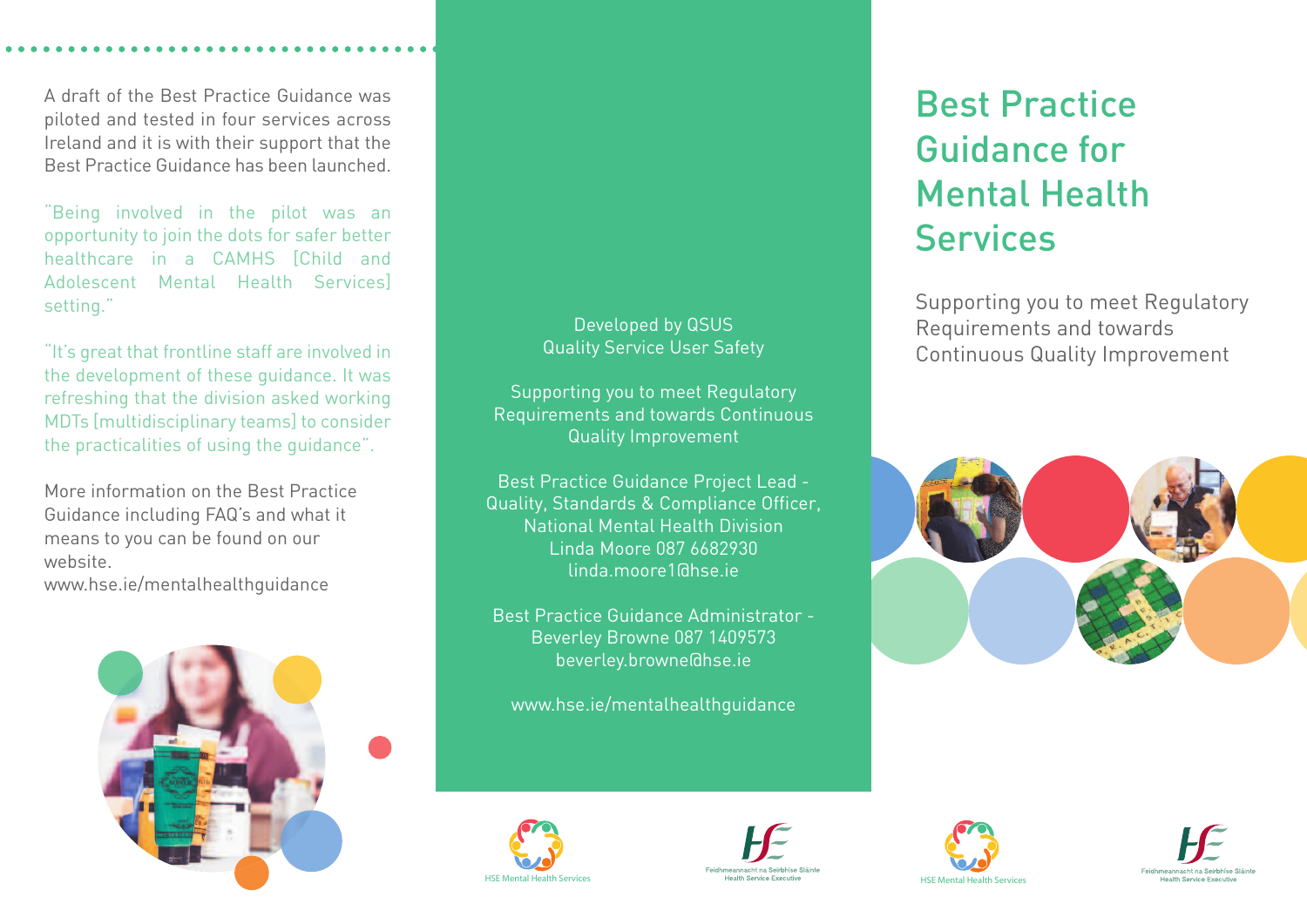# Best Practice Guidance for Mental Health Services

Supporting you to meet Regulatory Requirements and towards Continuous Quality Improvement

A draft of the Best Practice Guidance was piloted and tested in four services across Ireland and it is with their support that the Best Practice Guidance has been launched.

"Being involved in the pilot was an opportunity to join the dots for safer better healthcare in a CAMHS [Child and Adolescent Mental Health Services] setting."

"It's great that frontline staff are involved in the development of these guidance. It was refreshing that the division asked working MDTs [multidisciplinary teams] to consider the practicalities of using the guidance".

More information on the Best Practice Guidance including FAQ's and what it means to you can be found on our website.
www.hse.ie/mentalhealthguidance

Developed by QSUS
Quality Service User Safety

Supporting you to meet Regulatory Requirements and towards Continuous Quality Improvement

Best Practice Guidance Project Lead - Quality, Standards & Compliance Officer, National Mental Health Division
Linda Moore 087 6682930
linda.moore1@hse.ie

Best Practice Guidance Administrator - Beverley Browne 087 1409573
beverley.browne@hse.ie

www.hse.ie/mentalhealthguidance

HSE Mental Health Services

Feidhmeannacht na Seirbhíse Sláinte
Health Service Executive

HSE Mental Health Services

Feidhmeannacht na Seirbhíse Sláinte
Health Service Executive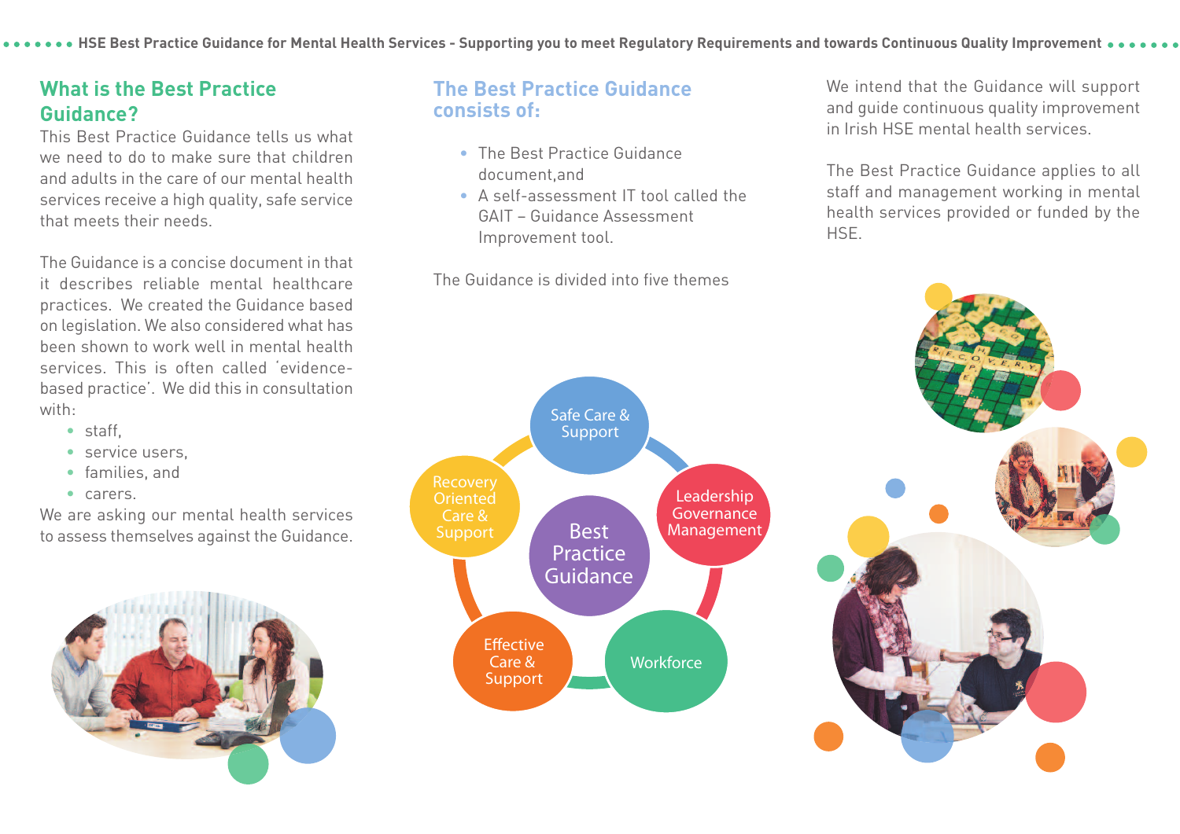## What is the Best Practice Guidance?

This Best Practice Guidance tells us what we need to do to make sure that children and adults in the care of our mental health services receive a high quality, safe service that meets their needs.

The Guidance is a concise document in that it describes reliable mental healthcare practices. We created the Guidance based on legislation. We also considered what has been shown to work well in mental health services. This is often called 'evidence-based practice'. We did this in consultation with:

- staff,
- service users,
- families, and
- carers.

We are asking our mental health services to assess themselves against the Guidance.

## The Best Practice Guidance consists of:

- The Best Practice Guidance document,and
- A self-assessment IT tool called the GAIT – Guidance Assessment Improvement tool.

The Guidance is divided into five themes

Best Practice Guidance

Safe Care & Support

Leadership Governance Management

Workforce

Effective Care & Support

Recovery Oriented Care & Support

We intend that the Guidance will support and guide continuous quality improvement in Irish HSE mental health services.

The Best Practice Guidance applies to all staff and management working in mental health services provided or funded by the HSE.